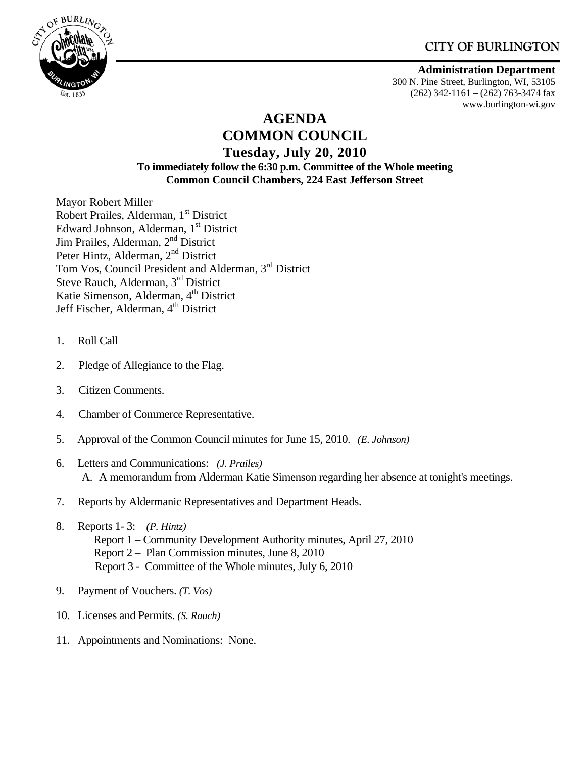CITY OF BURLINGTON

**Administration Department**
300 N. Pine Street, Burlington, WI, 53105
(262) 342-1161 – (262) 763-3474 fax
www.burlington-wi.gov

# AGENDA
# COMMON COUNCIL
## Tuesday, July 20, 2010

**To immediately follow the 6:30 p.m. Committee of the Whole meeting**
**Common Council Chambers, 224 East Jefferson Street**

Mayor Robert Miller
Robert Prailes, Alderman, 1st District
Edward Johnson, Alderman, 1st District
Jim Prailes, Alderman, 2nd District
Peter Hintz, Alderman, 2nd District
Tom Vos, Council President and Alderman, 3rd District
Steve Rauch, Alderman, 3rd District
Katie Simenson, Alderman, 4th District
Jeff Fischer, Alderman, 4th District

1. Roll Call
2. Pledge of Allegiance to the Flag.
3. Citizen Comments.
4. Chamber of Commerce Representative.
5. Approval of the Common Council minutes for June 15, 2010. *(E. Johnson)*
6. Letters and Communications: *(J. Prailes)*
   A. A memorandum from Alderman Katie Simenson regarding her absence at tonight's meetings.
7. Reports by Aldermanic Representatives and Department Heads.
8. Reports 1- 3: *(P. Hintz)*
   Report 1 – Community Development Authority minutes, April 27, 2010
   Report 2 – Plan Commission minutes, June 8, 2010
   Report 3 - Committee of the Whole minutes, July 6, 2010
9. Payment of Vouchers. *(T. Vos)*
10. Licenses and Permits. *(S. Rauch)*
11. Appointments and Nominations: None.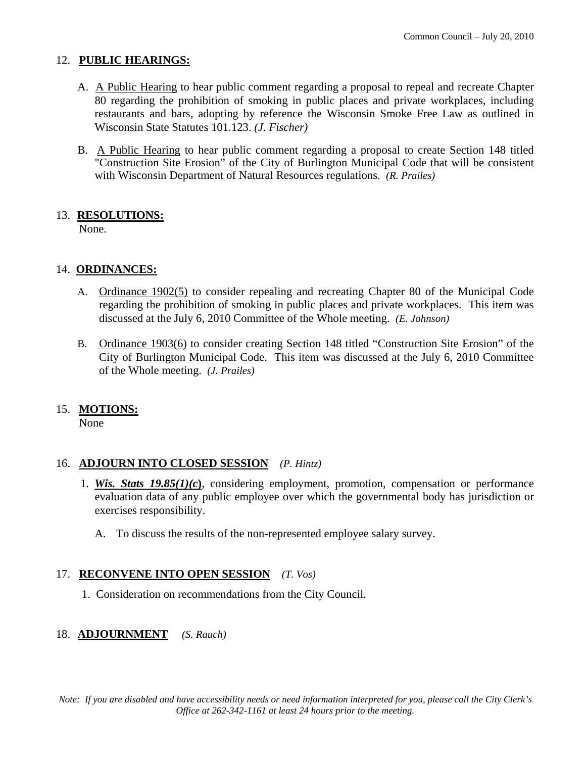12. **PUBLIC HEARINGS:**

   A. A Public Hearing to hear public comment regarding a proposal to repeal and recreate Chapter 80 regarding the prohibition of smoking in public places and private workplaces, including restaurants and bars, adopting by reference the Wisconsin Smoke Free Law as outlined in Wisconsin State Statutes 101.123. *(J. Fischer)*

   B. A Public Hearing to hear public comment regarding a proposal to create Section 148 titled "Construction Site Erosion" of the City of Burlington Municipal Code that will be consistent with Wisconsin Department of Natural Resources regulations. *(R. Prailes)*

13. **RESOLUTIONS:**
   None.

14. **ORDINANCES:**

   A. Ordinance 1902(5) to consider repealing and recreating Chapter 80 of the Municipal Code regarding the prohibition of smoking in public places and private workplaces. This item was discussed at the July 6, 2010 Committee of the Whole meeting. *(E. Johnson)*

   B. Ordinance 1903(6) to consider creating Section 148 titled "Construction Site Erosion" of the City of Burlington Municipal Code. This item was discussed at the July 6, 2010 Committee of the Whole meeting. *(J. Prailes)*

15. **MOTIONS:**
   None

16. **ADJOURN INTO CLOSED SESSION** *(P. Hintz)*

   1. ***Wis. Stats 19.85(1)(c)***, considering employment, promotion, compensation or performance evaluation data of any public employee over which the governmental body has jurisdiction or exercises responsibility.

      A. To discuss the results of the non-represented employee salary survey.

17. **RECONVENE INTO OPEN SESSION** *(T. Vos)*

   1. Consideration on recommendations from the City Council.

18. **ADJOURNMENT** *(S. Rauch)*

*Note: If you are disabled and have accessibility needs or need information interpreted for you, please call the City Clerk's Office at 262-342-1161 at least 24 hours prior to the meeting.*